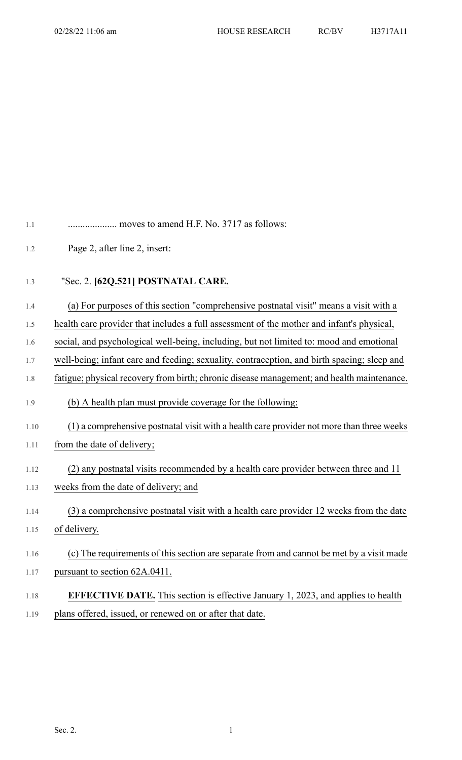.................... moves to amend H.F. No. 3717 as follows:

Page 2, after line 2, insert:

"Sec. 2. **[62Q.521] POSTNATAL CARE.**

(a) For purposes of this section "comprehensive postnatal visit" means a visit with a health care provider that includes a full assessment of the mother and infant's physical, social, and psychological well-being, including, but not limited to: mood and emotional well-being; infant care and feeding; sexuality, contraception, and birth spacing; sleep and fatigue; physical recovery from birth; chronic disease management; and health maintenance.

(b) A health plan must provide coverage for the following:

(1) a comprehensive postnatal visit with a health care provider not more than three weeks from the date of delivery;

(2) any postnatal visits recommended by a health care provider between three and 11 weeks from the date of delivery; and

(3) a comprehensive postnatal visit with a health care provider 12 weeks from the date of delivery.

(c) The requirements of this section are separate from and cannot be met by a visit made pursuant to section 62A.0411.

**EFFECTIVE DATE.** This section is effective January 1, 2023, and applies to health plans offered, issued, or renewed on or after that date.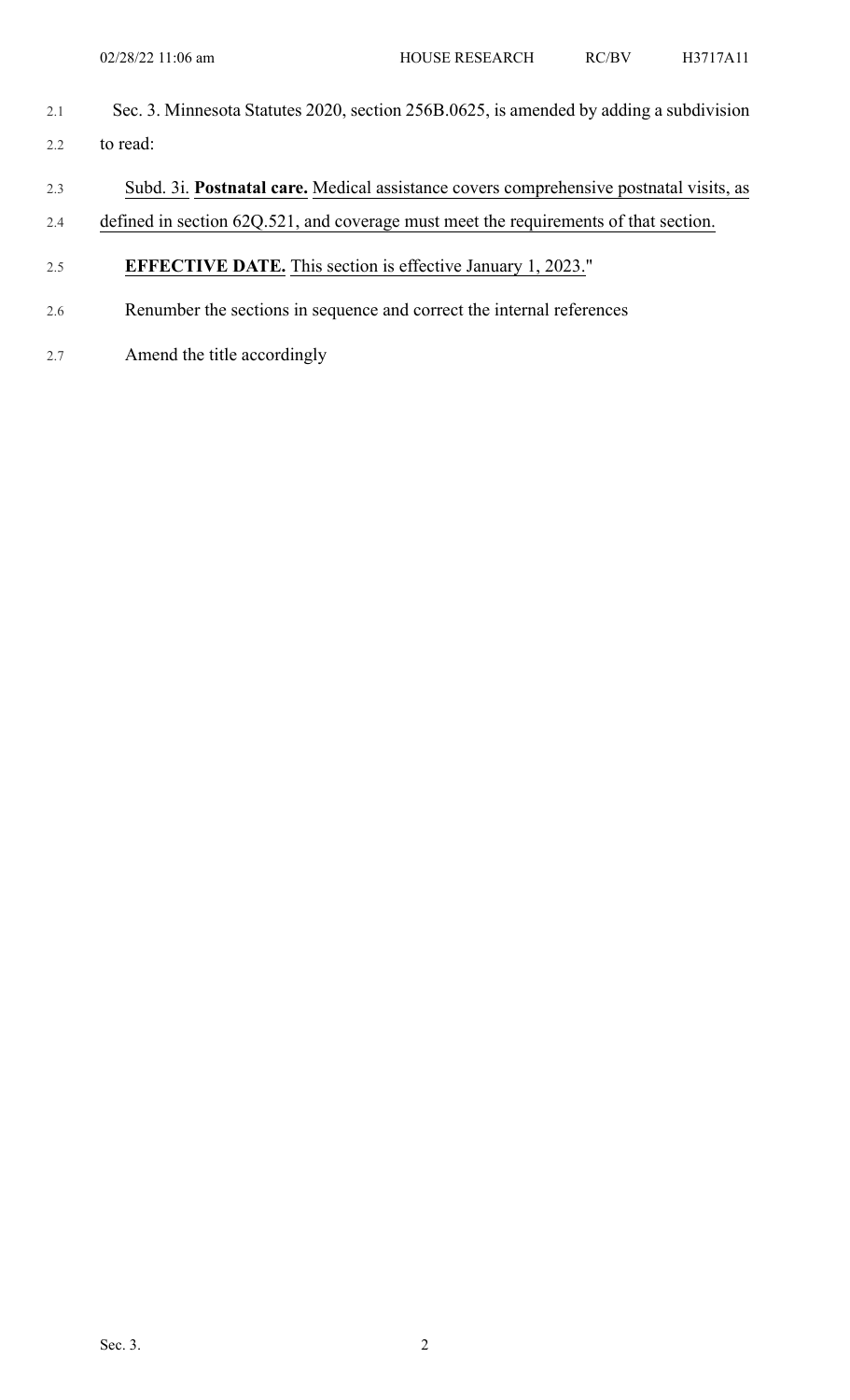Sec. 3. Minnesota Statutes 2020, section 256B.0625, is amended by adding a subdivision to read:

Subd. 3i. **Postnatal care.** Medical assistance covers comprehensive postnatal visits, as defined in section 62Q.521, and coverage must meet the requirements of that section.

**EFFECTIVE DATE.** This section is effective January 1, 2023."

Renumber the sections in sequence and correct the internal references

Amend the title accordingly